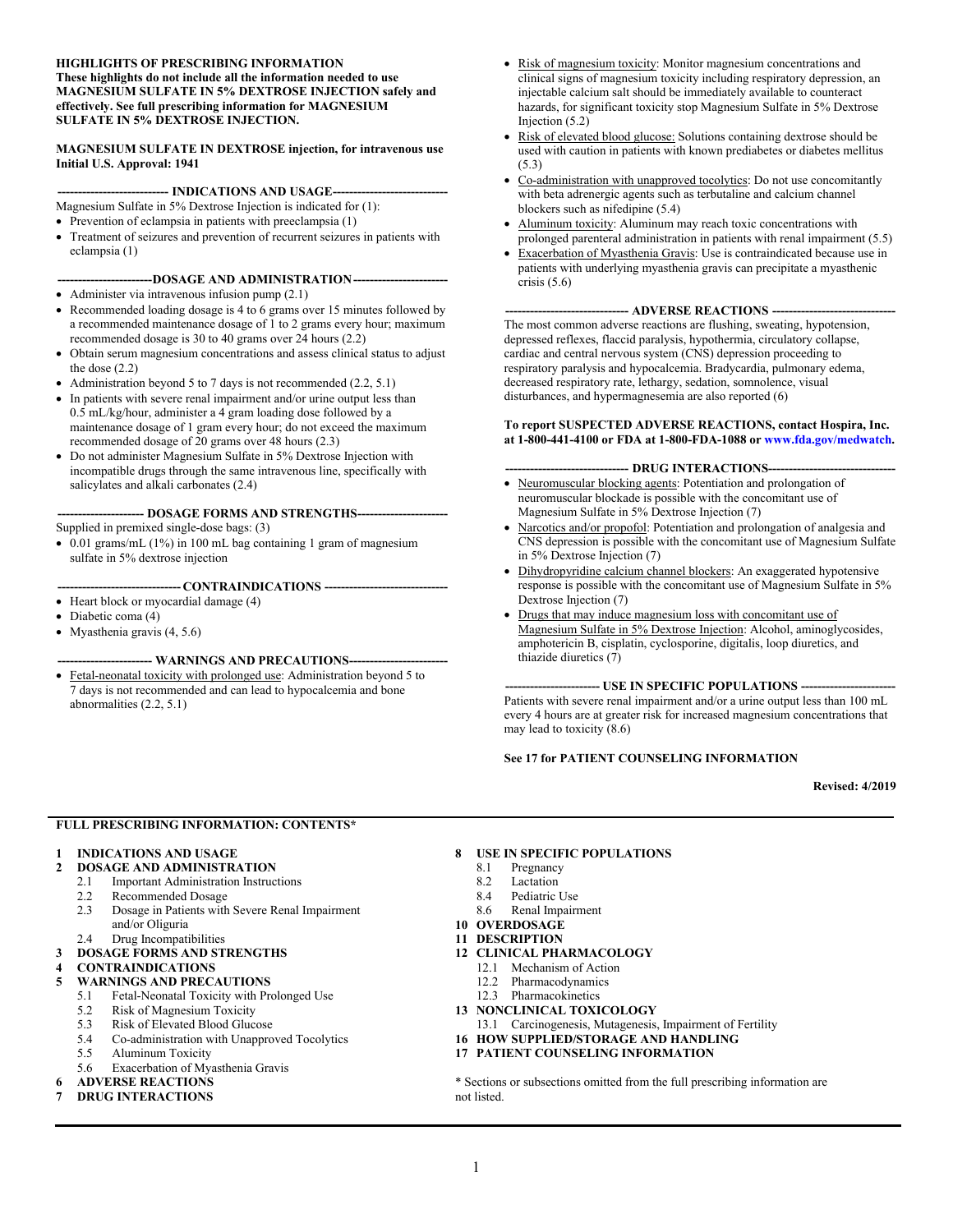**HIGHLIGHTS OF PRESCRIBING INFORMATION**
**These highlights do not include all the information needed to use MAGNESIUM SULFATE IN 5% DEXTROSE INJECTION safely and effectively. See full prescribing information for MAGNESIUM SULFATE IN 5% DEXTROSE INJECTION.**

**MAGNESIUM SULFATE IN DEXTROSE injection, for intravenous use**
**Initial U.S. Approval: 1941**

## INDICATIONS AND USAGE

Magnesium Sulfate in 5% Dextrose Injection is indicated for (1):

- Prevention of eclampsia in patients with preeclampsia (1)
- Treatment of seizures and prevention of recurrent seizures in patients with eclampsia (1)

## DOSAGE AND ADMINISTRATION

- Administer via intravenous infusion pump (2.1)
- Recommended loading dosage is 4 to 6 grams over 15 minutes followed by a recommended maintenance dosage of 1 to 2 grams every hour; maximum recommended dosage is 30 to 40 grams over 24 hours (2.2)
- Obtain serum magnesium concentrations and assess clinical status to adjust the dose (2.2)
- Administration beyond 5 to 7 days is not recommended (2.2, 5.1)
- In patients with severe renal impairment and/or urine output less than 0.5 mL/kg/hour, administer a 4 gram loading dose followed by a maintenance dosage of 1 gram every hour; do not exceed the maximum recommended dosage of 20 grams over 48 hours (2.3)
- Do not administer Magnesium Sulfate in 5% Dextrose Injection with incompatible drugs through the same intravenous line, specifically with salicylates and alkali carbonates (2.4)

## DOSAGE FORMS AND STRENGTHS

Supplied in premixed single-dose bags: (3)

- 0.01 grams/mL (1%) in 100 mL bag containing 1 gram of magnesium sulfate in 5% dextrose injection

## CONTRAINDICATIONS

- Heart block or myocardial damage (4)
- Diabetic coma (4)
- Myasthenia gravis (4, 5.6)

## WARNINGS AND PRECAUTIONS

- Fetal-neonatal toxicity with prolonged use: Administration beyond 5 to 7 days is not recommended and can lead to hypocalcemia and bone abnormalities (2.2, 5.1)
- Risk of magnesium toxicity: Monitor magnesium concentrations and clinical signs of magnesium toxicity including respiratory depression, an injectable calcium salt should be immediately available to counteract hazards, for significant toxicity stop Magnesium Sulfate in 5% Dextrose Injection (5.2)
- Risk of elevated blood glucose: Solutions containing dextrose should be used with caution in patients with known prediabetes or diabetes mellitus (5.3)
- Co-administration with unapproved tocolytics: Do not use concomitantly with beta adrenergic agents such as terbutaline and calcium channel blockers such as nifedipine (5.4)
- Aluminum toxicity: Aluminum may reach toxic concentrations with prolonged parenteral administration in patients with renal impairment (5.5)
- Exacerbation of Myasthenia Gravis: Use is contraindicated because use in patients with underlying myasthenia gravis can precipitate a myasthenic crisis (5.6)

## ADVERSE REACTIONS

The most common adverse reactions are flushing, sweating, hypotension, depressed reflexes, flaccid paralysis, hypothermia, circulatory collapse, cardiac and central nervous system (CNS) depression proceeding to respiratory paralysis and hypocalcemia. Bradycardia, pulmonary edema, decreased respiratory rate, lethargy, sedation, somnolence, visual disturbances, and hypermagnesemia are also reported (6)

**To report SUSPECTED ADVERSE REACTIONS, contact Hospira, Inc. at 1-800-441-4100 or FDA at 1-800-FDA-1088 or www.fda.gov/medwatch.**

## DRUG INTERACTIONS

- Neuromuscular blocking agents: Potentiation and prolongation of neuromuscular blockade is possible with the concomitant use of Magnesium Sulfate in 5% Dextrose Injection (7)
- Narcotics and/or propofol: Potentiation and prolongation of analgesia and CNS depression is possible with the concomitant use of Magnesium Sulfate in 5% Dextrose Injection (7)
- Dihydropyridine calcium channel blockers: An exaggerated hypotensive response is possible with the concomitant use of Magnesium Sulfate in 5% Dextrose Injection (7)
- Drugs that may induce magnesium loss with concomitant use of Magnesium Sulfate in 5% Dextrose Injection: Alcohol, aminoglycosides, amphotericin B, cisplatin, cyclosporine, digitalis, loop diuretics, and thiazide diuretics (7)

## USE IN SPECIFIC POPULATIONS

Patients with severe renal impairment and/or a urine output less than 100 mL every 4 hours are at greater risk for increased magnesium concentrations that may lead to toxicity (8.6)

**See 17 for PATIENT COUNSELING INFORMATION**

**Revised: 4/2019**

## FULL PRESCRIBING INFORMATION: CONTENTS*

**1 INDICATIONS AND USAGE**
**2 DOSAGE AND ADMINISTRATION**
- 2.1 Important Administration Instructions
- 2.2 Recommended Dosage
- 2.3 Dosage in Patients with Severe Renal Impairment and/or Oliguria
- 2.4 Drug Incompatibilities

**3 DOSAGE FORMS AND STRENGTHS**
**4 CONTRAINDICATIONS**
**5 WARNINGS AND PRECAUTIONS**
- 5.1 Fetal-Neonatal Toxicity with Prolonged Use
- 5.2 Risk of Magnesium Toxicity
- 5.3 Risk of Elevated Blood Glucose
- 5.4 Co-administration with Unapproved Tocolytics
- 5.5 Aluminum Toxicity
- 5.6 Exacerbation of Myasthenia Gravis

**6 ADVERSE REACTIONS**
**7 DRUG INTERACTIONS**
**8 USE IN SPECIFIC POPULATIONS**
- 8.1 Pregnancy
- 8.2 Lactation
- 8.4 Pediatric Use
- 8.6 Renal Impairment

**10 OVERDOSAGE**
**11 DESCRIPTION**
**12 CLINICAL PHARMACOLOGY**
- 12.1 Mechanism of Action
- 12.2 Pharmacodynamics
- 12.3 Pharmacokinetics

**13 NONCLINICAL TOXICOLOGY**
- 13.1 Carcinogenesis, Mutagenesis, Impairment of Fertility

**16 HOW SUPPLIED/STORAGE AND HANDLING**
**17 PATIENT COUNSELING INFORMATION**

* Sections or subsections omitted from the full prescribing information are not listed.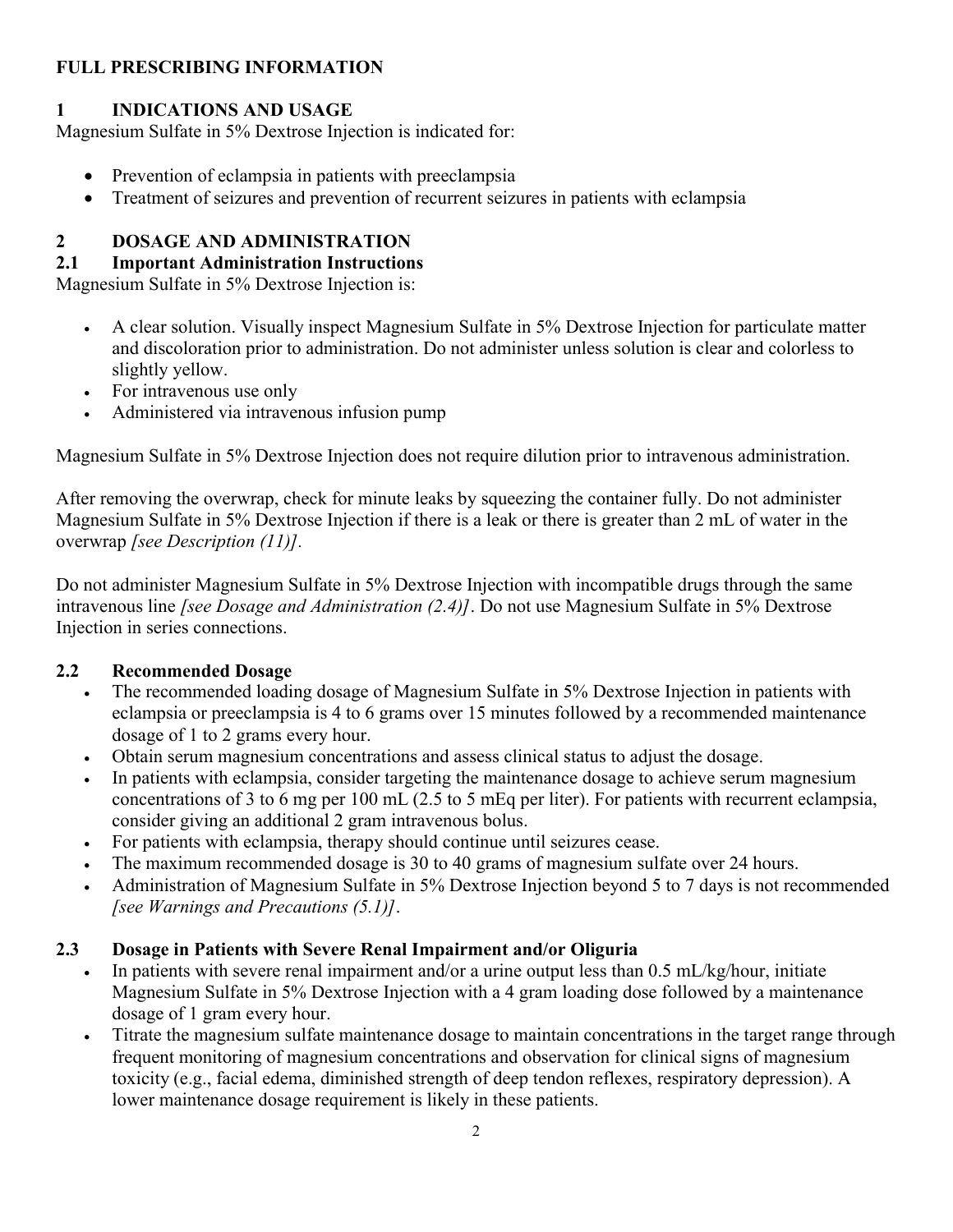# FULL PRESCRIBING INFORMATION

## 1 INDICATIONS AND USAGE

Magnesium Sulfate in 5% Dextrose Injection is indicated for:

- Prevention of eclampsia in patients with preeclampsia
- Treatment of seizures and prevention of recurrent seizures in patients with eclampsia

## 2 DOSAGE AND ADMINISTRATION

### 2.1 Important Administration Instructions

Magnesium Sulfate in 5% Dextrose Injection is:

- A clear solution. Visually inspect Magnesium Sulfate in 5% Dextrose Injection for particulate matter and discoloration prior to administration. Do not administer unless solution is clear and colorless to slightly yellow.
- For intravenous use only
- Administered via intravenous infusion pump

Magnesium Sulfate in 5% Dextrose Injection does not require dilution prior to intravenous administration.

After removing the overwrap, check for minute leaks by squeezing the container fully. Do not administer Magnesium Sulfate in 5% Dextrose Injection if there is a leak or there is greater than 2 mL of water in the overwrap *[see Description (11)]*.

Do not administer Magnesium Sulfate in 5% Dextrose Injection with incompatible drugs through the same intravenous line *[see Dosage and Administration (2.4)]*. Do not use Magnesium Sulfate in 5% Dextrose Injection in series connections.

### 2.2 Recommended Dosage

- The recommended loading dosage of Magnesium Sulfate in 5% Dextrose Injection in patients with eclampsia or preeclampsia is 4 to 6 grams over 15 minutes followed by a recommended maintenance dosage of 1 to 2 grams every hour.
- Obtain serum magnesium concentrations and assess clinical status to adjust the dosage.
- In patients with eclampsia, consider targeting the maintenance dosage to achieve serum magnesium concentrations of 3 to 6 mg per 100 mL (2.5 to 5 mEq per liter). For patients with recurrent eclampsia, consider giving an additional 2 gram intravenous bolus.
- For patients with eclampsia, therapy should continue until seizures cease.
- The maximum recommended dosage is 30 to 40 grams of magnesium sulfate over 24 hours.
- Administration of Magnesium Sulfate in 5% Dextrose Injection beyond 5 to 7 days is not recommended *[see Warnings and Precautions (5.1)]*.

### 2.3 Dosage in Patients with Severe Renal Impairment and/or Oliguria

- In patients with severe renal impairment and/or a urine output less than 0.5 mL/kg/hour, initiate Magnesium Sulfate in 5% Dextrose Injection with a 4 gram loading dose followed by a maintenance dosage of 1 gram every hour.
- Titrate the magnesium sulfate maintenance dosage to maintain concentrations in the target range through frequent monitoring of magnesium concentrations and observation for clinical signs of magnesium toxicity (e.g., facial edema, diminished strength of deep tendon reflexes, respiratory depression). A lower maintenance dosage requirement is likely in these patients.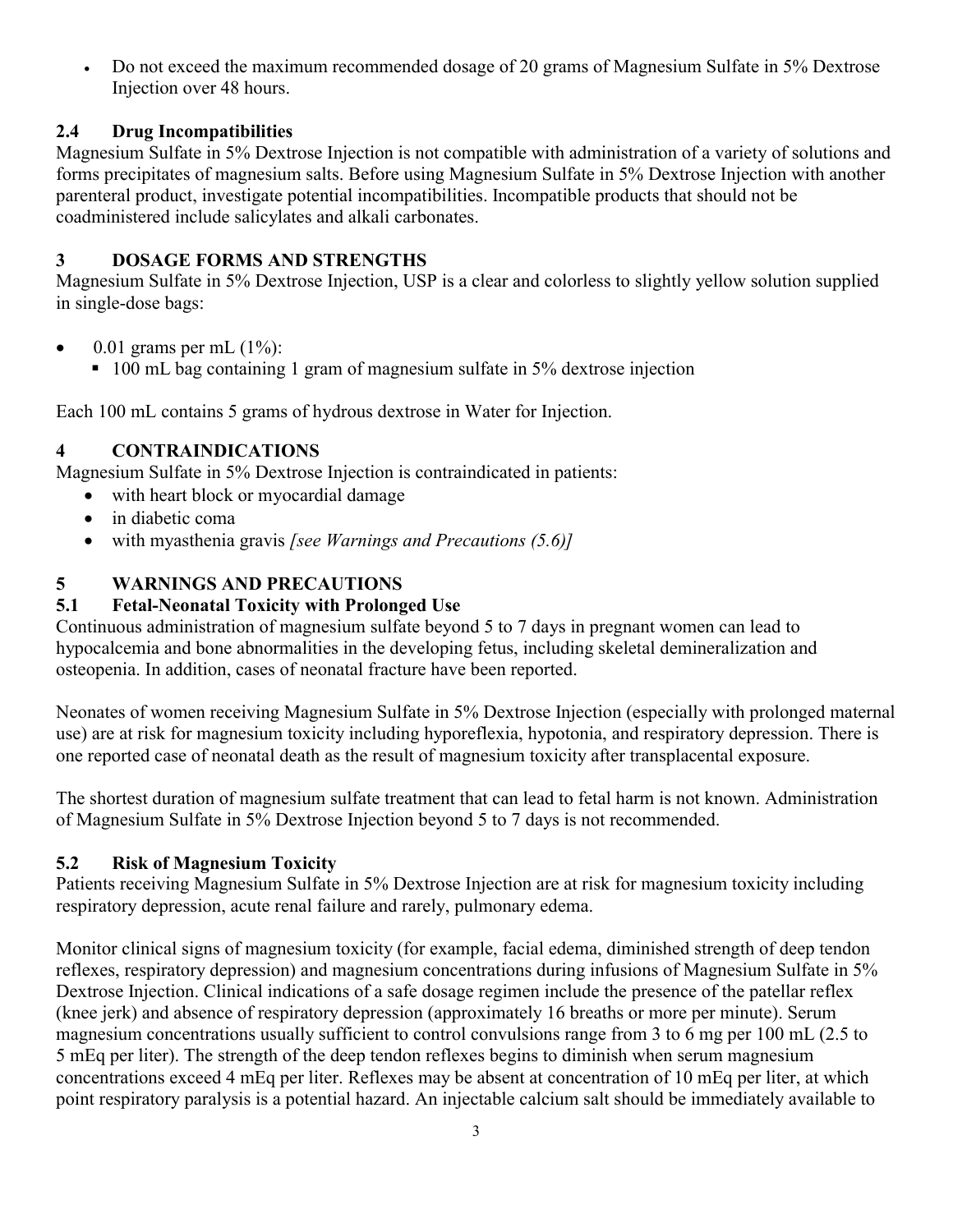- Do not exceed the maximum recommended dosage of 20 grams of Magnesium Sulfate in 5% Dextrose Injection over 48 hours.

### 2.4 Drug Incompatibilities

Magnesium Sulfate in 5% Dextrose Injection is not compatible with administration of a variety of solutions and forms precipitates of magnesium salts. Before using Magnesium Sulfate in 5% Dextrose Injection with another parenteral product, investigate potential incompatibilities. Incompatible products that should not be coadministered include salicylates and alkali carbonates.

## 3 DOSAGE FORMS AND STRENGTHS

Magnesium Sulfate in 5% Dextrose Injection, USP is a clear and colorless to slightly yellow solution supplied in single-dose bags:

- 0.01 grams per mL (1%):
  - 100 mL bag containing 1 gram of magnesium sulfate in 5% dextrose injection

Each 100 mL contains 5 grams of hydrous dextrose in Water for Injection.

## 4 CONTRAINDICATIONS

Magnesium Sulfate in 5% Dextrose Injection is contraindicated in patients:

- with heart block or myocardial damage
- in diabetic coma
- with myasthenia gravis *[see Warnings and Precautions (5.6)]*

## 5 WARNINGS AND PRECAUTIONS

### 5.1 Fetal-Neonatal Toxicity with Prolonged Use

Continuous administration of magnesium sulfate beyond 5 to 7 days in pregnant women can lead to hypocalcemia and bone abnormalities in the developing fetus, including skeletal demineralization and osteopenia. In addition, cases of neonatal fracture have been reported.

Neonates of women receiving Magnesium Sulfate in 5% Dextrose Injection (especially with prolonged maternal use) are at risk for magnesium toxicity including hyporeflexia, hypotonia, and respiratory depression. There is one reported case of neonatal death as the result of magnesium toxicity after transplacental exposure.

The shortest duration of magnesium sulfate treatment that can lead to fetal harm is not known. Administration of Magnesium Sulfate in 5% Dextrose Injection beyond 5 to 7 days is not recommended.

### 5.2 Risk of Magnesium Toxicity

Patients receiving Magnesium Sulfate in 5% Dextrose Injection are at risk for magnesium toxicity including respiratory depression, acute renal failure and rarely, pulmonary edema.

Monitor clinical signs of magnesium toxicity (for example, facial edema, diminished strength of deep tendon reflexes, respiratory depression) and magnesium concentrations during infusions of Magnesium Sulfate in 5% Dextrose Injection. Clinical indications of a safe dosage regimen include the presence of the patellar reflex (knee jerk) and absence of respiratory depression (approximately 16 breaths or more per minute). Serum magnesium concentrations usually sufficient to control convulsions range from 3 to 6 mg per 100 mL (2.5 to 5 mEq per liter). The strength of the deep tendon reflexes begins to diminish when serum magnesium concentrations exceed 4 mEq per liter. Reflexes may be absent at concentration of 10 mEq per liter, at which point respiratory paralysis is a potential hazard. An injectable calcium salt should be immediately available to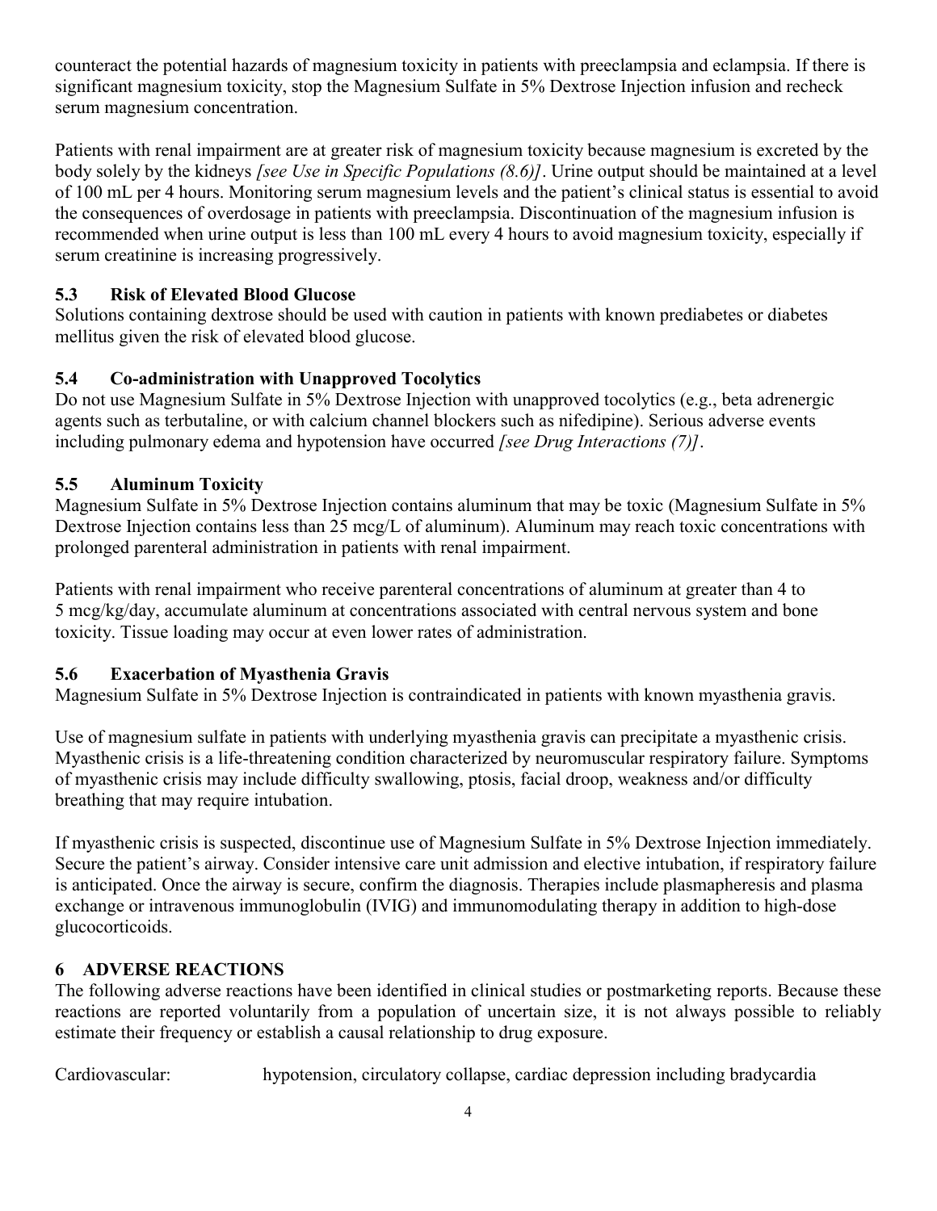counteract the potential hazards of magnesium toxicity in patients with preeclampsia and eclampsia. If there is significant magnesium toxicity, stop the Magnesium Sulfate in 5% Dextrose Injection infusion and recheck serum magnesium concentration.

Patients with renal impairment are at greater risk of magnesium toxicity because magnesium is excreted by the body solely by the kidneys *[see Use in Specific Populations (8.6)]*. Urine output should be maintained at a level of 100 mL per 4 hours. Monitoring serum magnesium levels and the patient's clinical status is essential to avoid the consequences of overdosage in patients with preeclampsia. Discontinuation of the magnesium infusion is recommended when urine output is less than 100 mL every 4 hours to avoid magnesium toxicity, especially if serum creatinine is increasing progressively.

### 5.3 Risk of Elevated Blood Glucose

Solutions containing dextrose should be used with caution in patients with known prediabetes or diabetes mellitus given the risk of elevated blood glucose.

### 5.4 Co-administration with Unapproved Tocolytics

Do not use Magnesium Sulfate in 5% Dextrose Injection with unapproved tocolytics (e.g., beta adrenergic agents such as terbutaline, or with calcium channel blockers such as nifedipine). Serious adverse events including pulmonary edema and hypotension have occurred *[see Drug Interactions (7)]*.

### 5.5 Aluminum Toxicity

Magnesium Sulfate in 5% Dextrose Injection contains aluminum that may be toxic (Magnesium Sulfate in 5% Dextrose Injection contains less than 25 mcg/L of aluminum). Aluminum may reach toxic concentrations with prolonged parenteral administration in patients with renal impairment.

Patients with renal impairment who receive parenteral concentrations of aluminum at greater than 4 to 5 mcg/kg/day, accumulate aluminum at concentrations associated with central nervous system and bone toxicity. Tissue loading may occur at even lower rates of administration.

### 5.6 Exacerbation of Myasthenia Gravis

Magnesium Sulfate in 5% Dextrose Injection is contraindicated in patients with known myasthenia gravis.

Use of magnesium sulfate in patients with underlying myasthenia gravis can precipitate a myasthenic crisis. Myasthenic crisis is a life-threatening condition characterized by neuromuscular respiratory failure. Symptoms of myasthenic crisis may include difficulty swallowing, ptosis, facial droop, weakness and/or difficulty breathing that may require intubation.

If myasthenic crisis is suspected, discontinue use of Magnesium Sulfate in 5% Dextrose Injection immediately. Secure the patient's airway. Consider intensive care unit admission and elective intubation, if respiratory failure is anticipated. Once the airway is secure, confirm the diagnosis. Therapies include plasmapheresis and plasma exchange or intravenous immunoglobulin (IVIG) and immunomodulating therapy in addition to high-dose glucocorticoids.

## 6 ADVERSE REACTIONS

The following adverse reactions have been identified in clinical studies or postmarketing reports. Because these reactions are reported voluntarily from a population of uncertain size, it is not always possible to reliably estimate their frequency or establish a causal relationship to drug exposure.

Cardiovascular: hypotension, circulatory collapse, cardiac depression including bradycardia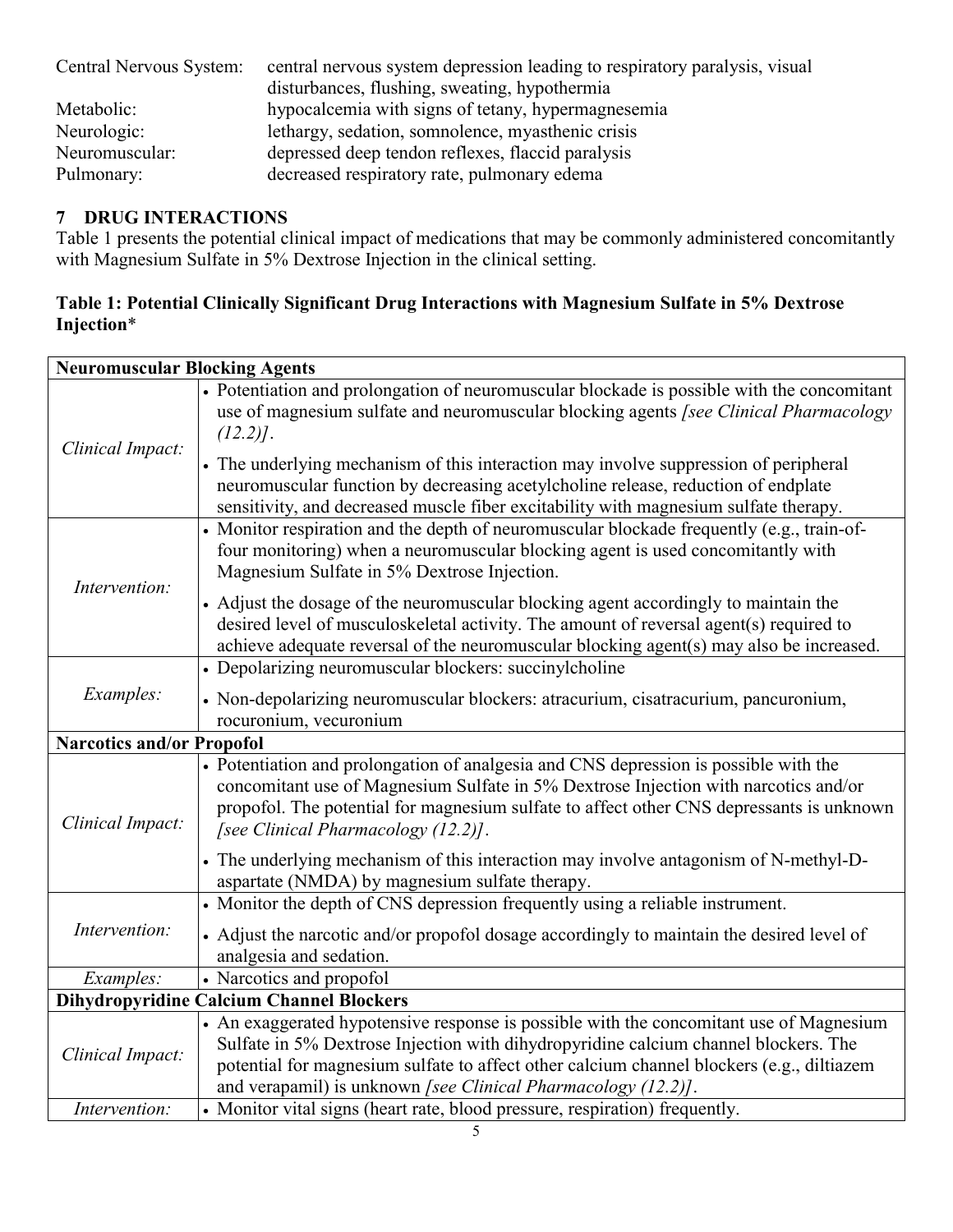| | |
|---|---|
| Central Nervous System: | central nervous system depression leading to respiratory paralysis, visual disturbances, flushing, sweating, hypothermia |
| Metabolic: | hypocalcemia with signs of tetany, hypermagnesemia |
| Neurologic: | lethargy, sedation, somnolence, myasthenic crisis |
| Neuromuscular: | depressed deep tendon reflexes, flaccid paralysis |
| Pulmonary: | decreased respiratory rate, pulmonary edema |

## 7 DRUG INTERACTIONS

Table 1 presents the potential clinical impact of medications that may be commonly administered concomitantly with Magnesium Sulfate in 5% Dextrose Injection in the clinical setting.

**Table 1: Potential Clinically Significant Drug Interactions with Magnesium Sulfate in 5% Dextrose Injection***

| **Neuromuscular Blocking Agents** | |
|---|---|
| *Clinical Impact:* | • Potentiation and prolongation of neuromuscular blockade is possible with the concomitant use of magnesium sulfate and neuromuscular blocking agents *[see Clinical Pharmacology (12.2)]*. <br> • The underlying mechanism of this interaction may involve suppression of peripheral neuromuscular function by decreasing acetylcholine release, reduction of endplate sensitivity, and decreased muscle fiber excitability with magnesium sulfate therapy. |
| *Intervention:* | • Monitor respiration and the depth of neuromuscular blockade frequently (e.g., train-of-four monitoring) when a neuromuscular blocking agent is used concomitantly with Magnesium Sulfate in 5% Dextrose Injection. <br> • Adjust the dosage of the neuromuscular blocking agent accordingly to maintain the desired level of musculoskeletal activity. The amount of reversal agent(s) required to achieve adequate reversal of the neuromuscular blocking agent(s) may also be increased. |
| *Examples:* | • Depolarizing neuromuscular blockers: succinylcholine <br> • Non-depolarizing neuromuscular blockers: atracurium, cisatracurium, pancuronium, rocuronium, vecuronium |
| **Narcotics and/or Propofol** | |
| *Clinical Impact:* | • Potentiation and prolongation of analgesia and CNS depression is possible with the concomitant use of Magnesium Sulfate in 5% Dextrose Injection with narcotics and/or propofol. The potential for magnesium sulfate to affect other CNS depressants is unknown *[see Clinical Pharmacology (12.2)]*. <br> • The underlying mechanism of this interaction may involve antagonism of N-methyl-D-aspartate (NMDA) by magnesium sulfate therapy. |
| *Intervention:* | • Monitor the depth of CNS depression frequently using a reliable instrument. <br> • Adjust the narcotic and/or propofol dosage accordingly to maintain the desired level of analgesia and sedation. |
| *Examples:* | • Narcotics and propofol |
| **Dihydropyridine Calcium Channel Blockers** | |
| *Clinical Impact:* | • An exaggerated hypotensive response is possible with the concomitant use of Magnesium Sulfate in 5% Dextrose Injection with dihydropyridine calcium channel blockers. The potential for magnesium sulfate to affect other calcium channel blockers (e.g., diltiazem and verapamil) is unknown *[see Clinical Pharmacology (12.2)]*. |
| *Intervention:* | • Monitor vital signs (heart rate, blood pressure, respiration) frequently. |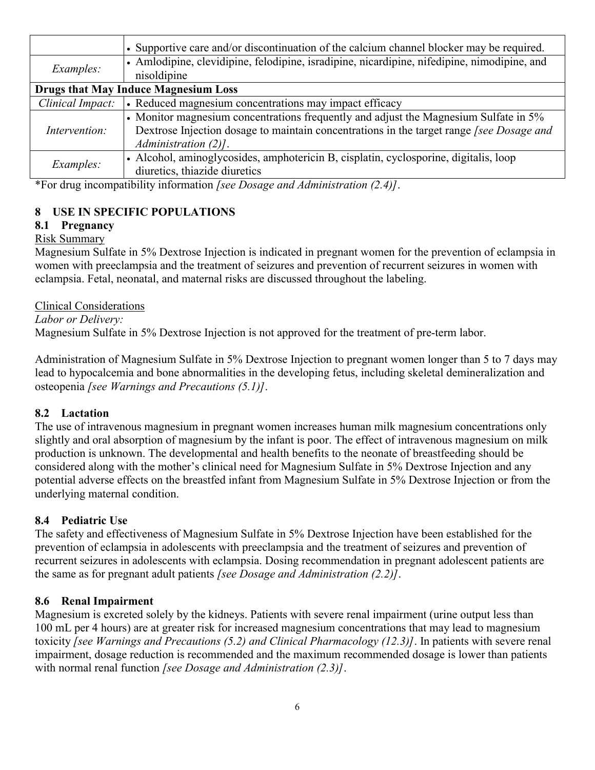| | |
|---|---|
| | • Supportive care and/or discontinuation of the calcium channel blocker may be required. |
| *Examples:* | • Amlodipine, clevidipine, felodipine, isradipine, nicardipine, nifedipine, nimodipine, and nisoldipine |
| **Drugs that May Induce Magnesium Loss** | |
| *Clinical Impact:* | • Reduced magnesium concentrations may impact efficacy |
| *Intervention:* | • Monitor magnesium concentrations frequently and adjust the Magnesium Sulfate in 5% Dextrose Injection dosage to maintain concentrations in the target range *[see Dosage and Administration (2)]*. |
| *Examples:* | • Alcohol, aminoglycosides, amphotericin B, cisplatin, cyclosporine, digitalis, loop diuretics, thiazide diuretics |

*For drug incompatibility information *[see Dosage and Administration (2.4)]*.

## 8 USE IN SPECIFIC POPULATIONS

### 8.1 Pregnancy

Risk Summary

Magnesium Sulfate in 5% Dextrose Injection is indicated in pregnant women for the prevention of eclampsia in women with preeclampsia and the treatment of seizures and prevention of recurrent seizures in women with eclampsia. Fetal, neonatal, and maternal risks are discussed throughout the labeling.

Clinical Considerations

*Labor or Delivery:*

Magnesium Sulfate in 5% Dextrose Injection is not approved for the treatment of pre-term labor.

Administration of Magnesium Sulfate in 5% Dextrose Injection to pregnant women longer than 5 to 7 days may lead to hypocalcemia and bone abnormalities in the developing fetus, including skeletal demineralization and osteopenia *[see Warnings and Precautions (5.1)]*.

### 8.2 Lactation

The use of intravenous magnesium in pregnant women increases human milk magnesium concentrations only slightly and oral absorption of magnesium by the infant is poor. The effect of intravenous magnesium on milk production is unknown. The developmental and health benefits to the neonate of breastfeeding should be considered along with the mother's clinical need for Magnesium Sulfate in 5% Dextrose Injection and any potential adverse effects on the breastfed infant from Magnesium Sulfate in 5% Dextrose Injection or from the underlying maternal condition.

### 8.4 Pediatric Use

The safety and effectiveness of Magnesium Sulfate in 5% Dextrose Injection have been established for the prevention of eclampsia in adolescents with preeclampsia and the treatment of seizures and prevention of recurrent seizures in adolescents with eclampsia. Dosing recommendation in pregnant adolescent patients are the same as for pregnant adult patients *[see Dosage and Administration (2.2)]*.

### 8.6 Renal Impairment

Magnesium is excreted solely by the kidneys. Patients with severe renal impairment (urine output less than 100 mL per 4 hours) are at greater risk for increased magnesium concentrations that may lead to magnesium toxicity *[see Warnings and Precautions (5.2) and Clinical Pharmacology (12.3)]*. In patients with severe renal impairment, dosage reduction is recommended and the maximum recommended dosage is lower than patients with normal renal function *[see Dosage and Administration (2.3)]*.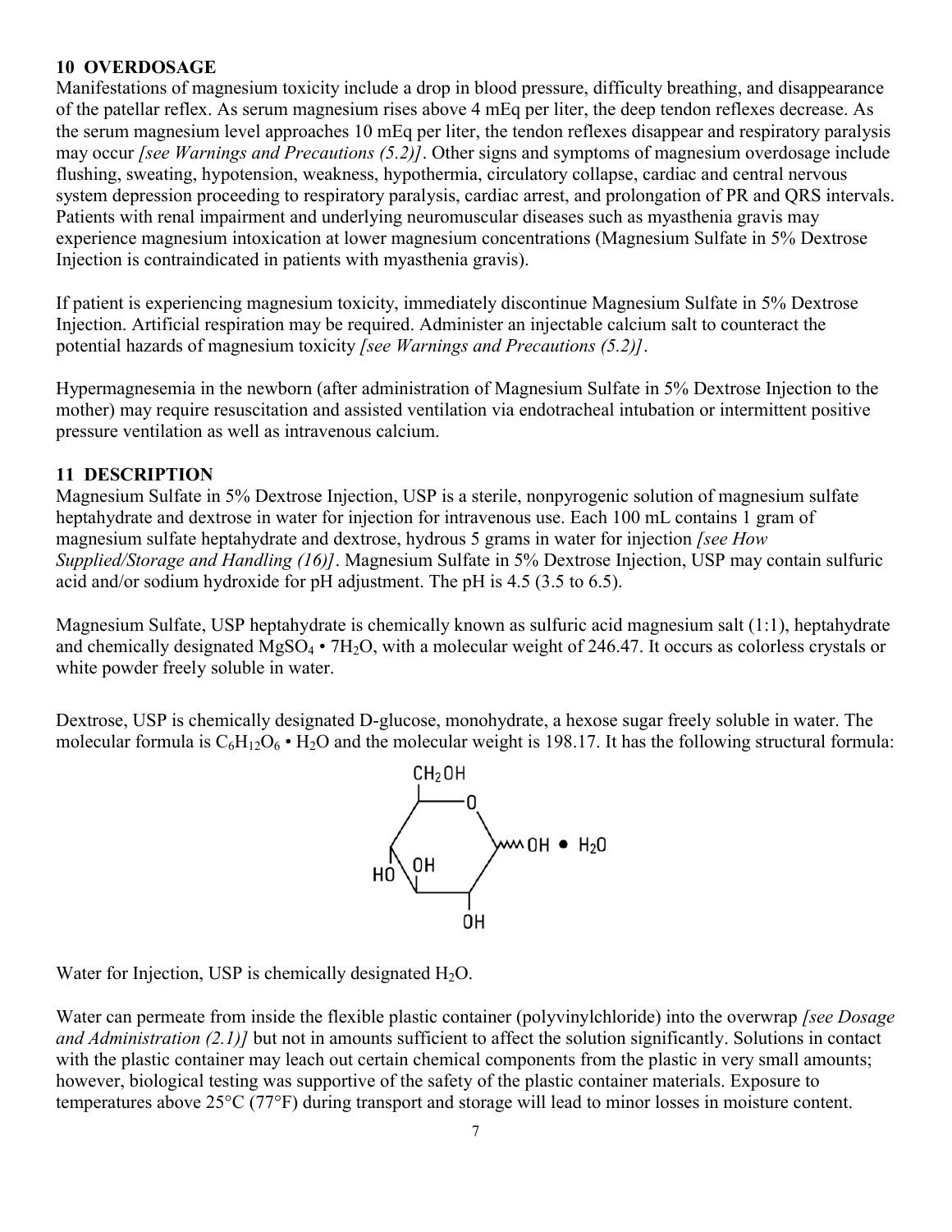## 10 OVERDOSAGE

Manifestations of magnesium toxicity include a drop in blood pressure, difficulty breathing, and disappearance of the patellar reflex. As serum magnesium rises above 4 mEq per liter, the deep tendon reflexes decrease. As the serum magnesium level approaches 10 mEq per liter, the tendon reflexes disappear and respiratory paralysis may occur *[see Warnings and Precautions (5.2)]*. Other signs and symptoms of magnesium overdosage include flushing, sweating, hypotension, weakness, hypothermia, circulatory collapse, cardiac and central nervous system depression proceeding to respiratory paralysis, cardiac arrest, and prolongation of PR and QRS intervals. Patients with renal impairment and underlying neuromuscular diseases such as myasthenia gravis may experience magnesium intoxication at lower magnesium concentrations (Magnesium Sulfate in 5% Dextrose Injection is contraindicated in patients with myasthenia gravis).

If patient is experiencing magnesium toxicity, immediately discontinue Magnesium Sulfate in 5% Dextrose Injection. Artificial respiration may be required. Administer an injectable calcium salt to counteract the potential hazards of magnesium toxicity *[see Warnings and Precautions (5.2)]*.

Hypermagnesemia in the newborn (after administration of Magnesium Sulfate in 5% Dextrose Injection to the mother) may require resuscitation and assisted ventilation via endotracheal intubation or intermittent positive pressure ventilation as well as intravenous calcium.

## 11 DESCRIPTION

Magnesium Sulfate in 5% Dextrose Injection, USP is a sterile, nonpyrogenic solution of magnesium sulfate heptahydrate and dextrose in water for injection for intravenous use. Each 100 mL contains 1 gram of magnesium sulfate heptahydrate and dextrose, hydrous 5 grams in water for injection *[see How Supplied/Storage and Handling (16)]*. Magnesium Sulfate in 5% Dextrose Injection, USP may contain sulfuric acid and/or sodium hydroxide for pH adjustment. The pH is 4.5 (3.5 to 6.5).

Magnesium Sulfate, USP heptahydrate is chemically known as sulfuric acid magnesium salt (1:1), heptahydrate and chemically designated $MgSO_4 \cdot 7H_2O$, with a molecular weight of 246.47. It occurs as colorless crystals or white powder freely soluble in water.

Dextrose, USP is chemically designated D-glucose, monohydrate, a hexose sugar freely soluble in water. The molecular formula is $C_6H_{12}O_6 \cdot H_2O$ and the molecular weight is 198.17. It has the following structural formula:

Water for Injection, USP is chemically designated $H_2O$.

Water can permeate from inside the flexible plastic container (polyvinylchloride) into the overwrap *[see Dosage and Administration (2.1)]* but not in amounts sufficient to affect the solution significantly. Solutions in contact with the plastic container may leach out certain chemical components from the plastic in very small amounts; however, biological testing was supportive of the safety of the plastic container materials. Exposure to temperatures above 25°C (77°F) during transport and storage will lead to minor losses in moisture content.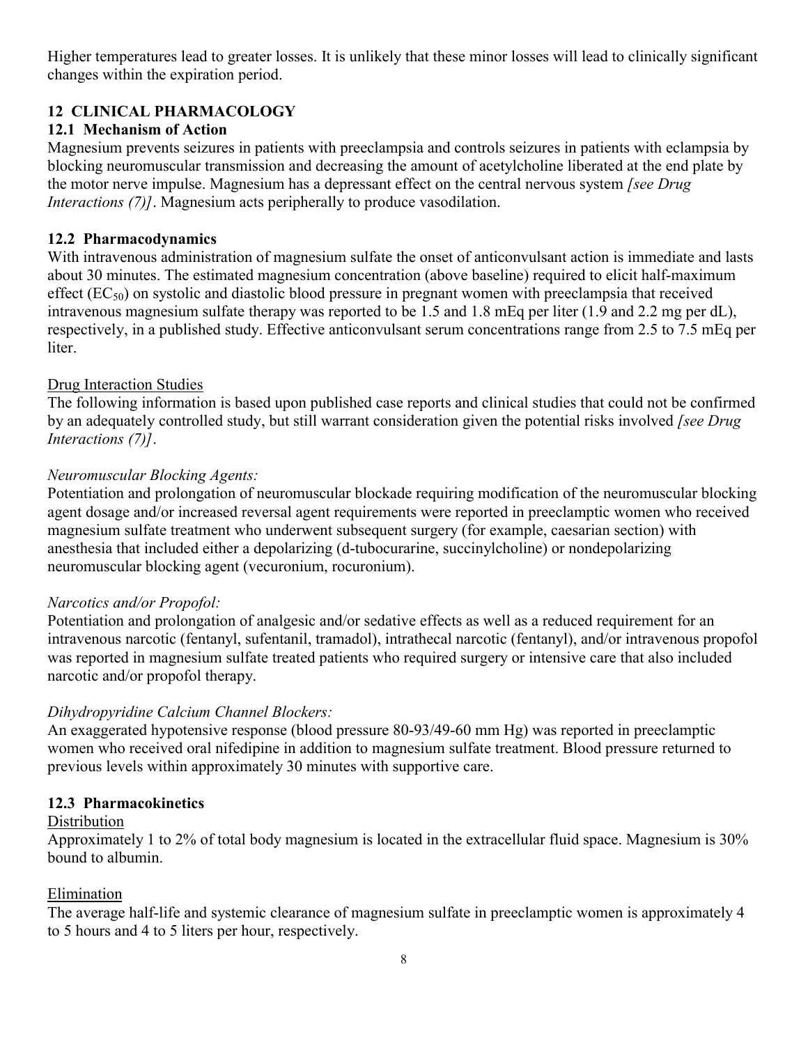Higher temperatures lead to greater losses. It is unlikely that these minor losses will lead to clinically significant changes within the expiration period.

## 12 CLINICAL PHARMACOLOGY

### 12.1 Mechanism of Action

Magnesium prevents seizures in patients with preeclampsia and controls seizures in patients with eclampsia by blocking neuromuscular transmission and decreasing the amount of acetylcholine liberated at the end plate by the motor nerve impulse. Magnesium has a depressant effect on the central nervous system *[see Drug Interactions (7)]*. Magnesium acts peripherally to produce vasodilation.

### 12.2 Pharmacodynamics

With intravenous administration of magnesium sulfate the onset of anticonvulsant action is immediate and lasts about 30 minutes. The estimated magnesium concentration (above baseline) required to elicit half-maximum effect ($EC_{50}$) on systolic and diastolic blood pressure in pregnant women with preeclampsia that received intravenous magnesium sulfate therapy was reported to be 1.5 and 1.8 mEq per liter (1.9 and 2.2 mg per dL), respectively, in a published study. Effective anticonvulsant serum concentrations range from 2.5 to 7.5 mEq per liter.

Drug Interaction Studies

The following information is based upon published case reports and clinical studies that could not be confirmed by an adequately controlled study, but still warrant consideration given the potential risks involved *[see Drug Interactions (7)]*.

*Neuromuscular Blocking Agents:*

Potentiation and prolongation of neuromuscular blockade requiring modification of the neuromuscular blocking agent dosage and/or increased reversal agent requirements were reported in preeclamptic women who received magnesium sulfate treatment who underwent subsequent surgery (for example, caesarian section) with anesthesia that included either a depolarizing (d-tubocurarine, succinylcholine) or nondepolarizing neuromuscular blocking agent (vecuronium, rocuronium).

*Narcotics and/or Propofol:*

Potentiation and prolongation of analgesic and/or sedative effects as well as a reduced requirement for an intravenous narcotic (fentanyl, sufentanil, tramadol), intrathecal narcotic (fentanyl), and/or intravenous propofol was reported in magnesium sulfate treated patients who required surgery or intensive care that also included narcotic and/or propofol therapy.

*Dihydropyridine Calcium Channel Blockers:*

An exaggerated hypotensive response (blood pressure 80-93/49-60 mm Hg) was reported in preeclamptic women who received oral nifedipine in addition to magnesium sulfate treatment. Blood pressure returned to previous levels within approximately 30 minutes with supportive care.

### 12.3 Pharmacokinetics

Distribution

Approximately 1 to 2% of total body magnesium is located in the extracellular fluid space. Magnesium is 30% bound to albumin.

Elimination

The average half-life and systemic clearance of magnesium sulfate in preeclamptic women is approximately 4 to 5 hours and 4 to 5 liters per hour, respectively.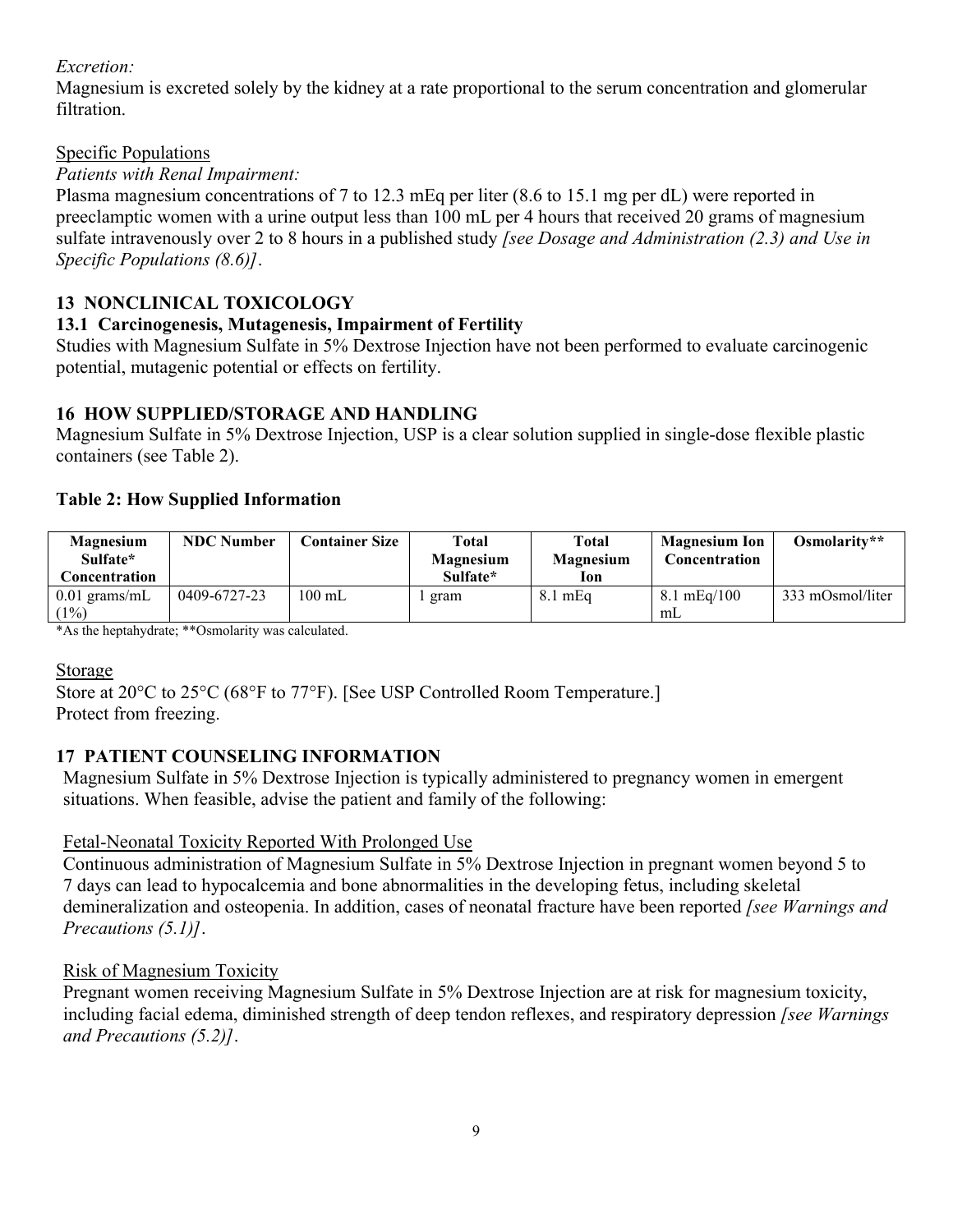*Excretion:*
Magnesium is excreted solely by the kidney at a rate proportional to the serum concentration and glomerular filtration.

Specific Populations

*Patients with Renal Impairment:*
Plasma magnesium concentrations of 7 to 12.3 mEq per liter (8.6 to 15.1 mg per dL) were reported in preeclamptic women with a urine output less than 100 mL per 4 hours that received 20 grams of magnesium sulfate intravenously over 2 to 8 hours in a published study *[see Dosage and Administration (2.3) and Use in Specific Populations (8.6)]*.

## 13 NONCLINICAL TOXICOLOGY

### 13.1 Carcinogenesis, Mutagenesis, Impairment of Fertility

Studies with Magnesium Sulfate in 5% Dextrose Injection have not been performed to evaluate carcinogenic potential, mutagenic potential or effects on fertility.

## 16 HOW SUPPLIED/STORAGE AND HANDLING

Magnesium Sulfate in 5% Dextrose Injection, USP is a clear solution supplied in single-dose flexible plastic containers (see Table 2).

**Table 2: How Supplied Information**

| Magnesium Sulfate* Concentration | NDC Number | Container Size | Total Magnesium Sulfate* | Total Magnesium Ion | Magnesium Ion Concentration | Osmolarity** |
|---|---|---|---|---|---|---|
| 0.01 grams/mL (1%) | 0409-6727-23 | 100 mL | 1 gram | 8.1 mEq | 8.1 mEq/100 mL | 333 mOsmol/liter |

*As the heptahydrate; **Osmolarity was calculated.

Storage

Store at 20°C to 25°C (68°F to 77°F). [See USP Controlled Room Temperature.]
Protect from freezing.

## 17 PATIENT COUNSELING INFORMATION

Magnesium Sulfate in 5% Dextrose Injection is typically administered to pregnancy women in emergent situations. When feasible, advise the patient and family of the following:

Fetal-Neonatal Toxicity Reported With Prolonged Use

Continuous administration of Magnesium Sulfate in 5% Dextrose Injection in pregnant women beyond 5 to 7 days can lead to hypocalcemia and bone abnormalities in the developing fetus, including skeletal demineralization and osteopenia. In addition, cases of neonatal fracture have been reported *[see Warnings and Precautions (5.1)]*.

Risk of Magnesium Toxicity

Pregnant women receiving Magnesium Sulfate in 5% Dextrose Injection are at risk for magnesium toxicity, including facial edema, diminished strength of deep tendon reflexes, and respiratory depression *[see Warnings and Precautions (5.2)]*.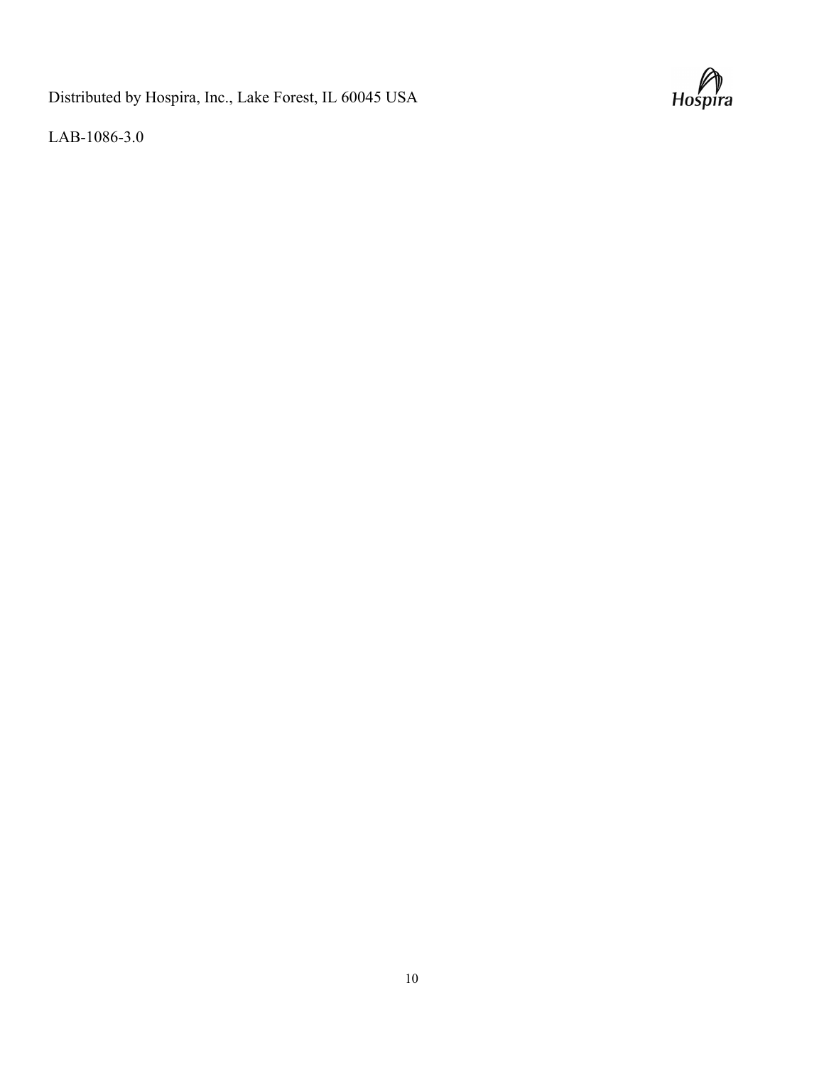Distributed by Hospira, Inc., Lake Forest, IL 60045 USA

LAB-1086-3.0